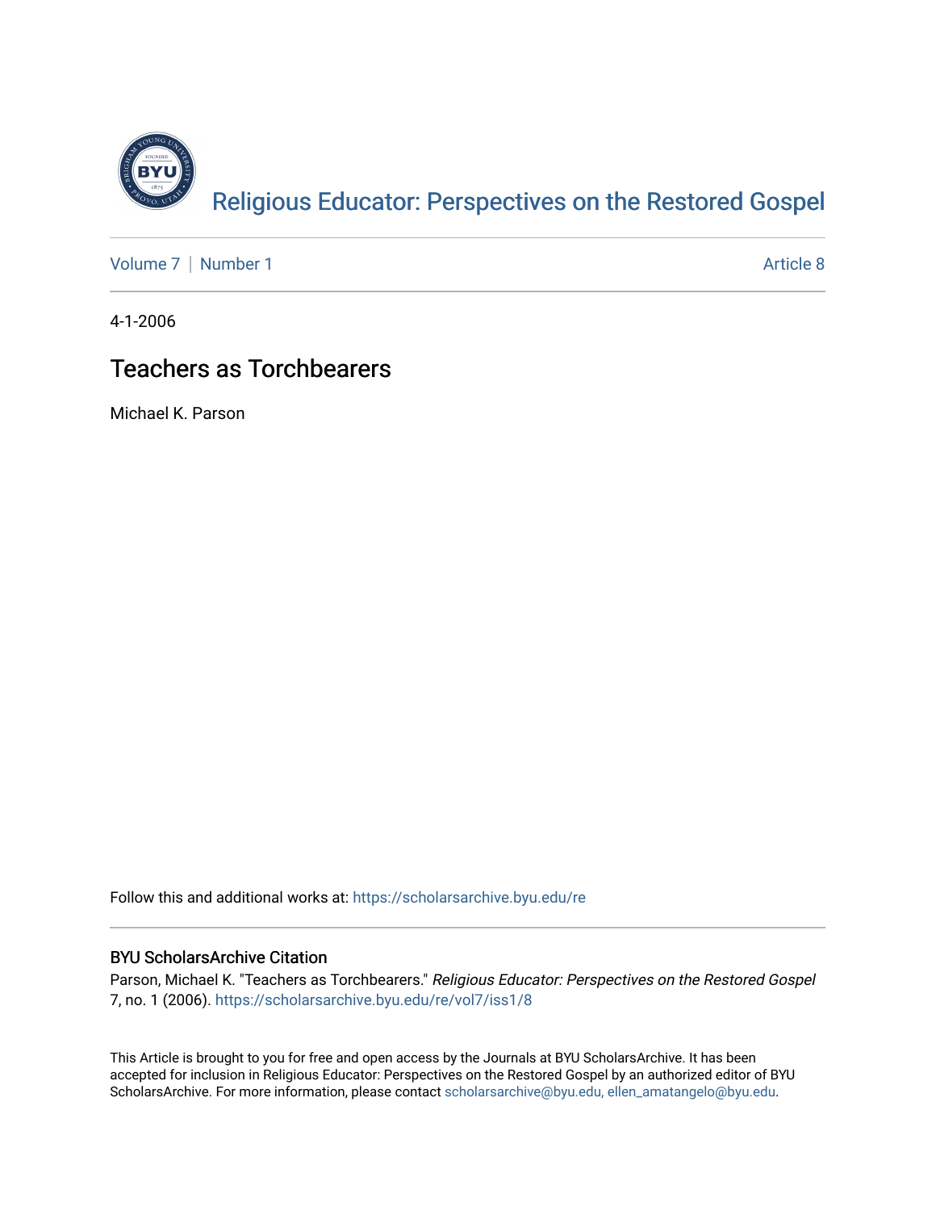Religious Educator: Perspectives on the Restored Gospel

Volume 7 | Number 1

Article 8

4-1-2006

# Teachers as Torchbearers

Michael K. Parson

Follow this and additional works at: https://scholarsarchive.byu.edu/re

## BYU ScholarsArchive Citation

Parson, Michael K. "Teachers as Torchbearers." *Religious Educator: Perspectives on the Restored Gospel* 7, no. 1 (2006). https://scholarsarchive.byu.edu/re/vol7/iss1/8

This Article is brought to you for free and open access by the Journals at BYU ScholarsArchive. It has been accepted for inclusion in Religious Educator: Perspectives on the Restored Gospel by an authorized editor of BYU ScholarsArchive. For more information, please contact scholarsarchive@byu.edu, ellen_amatangelo@byu.edu.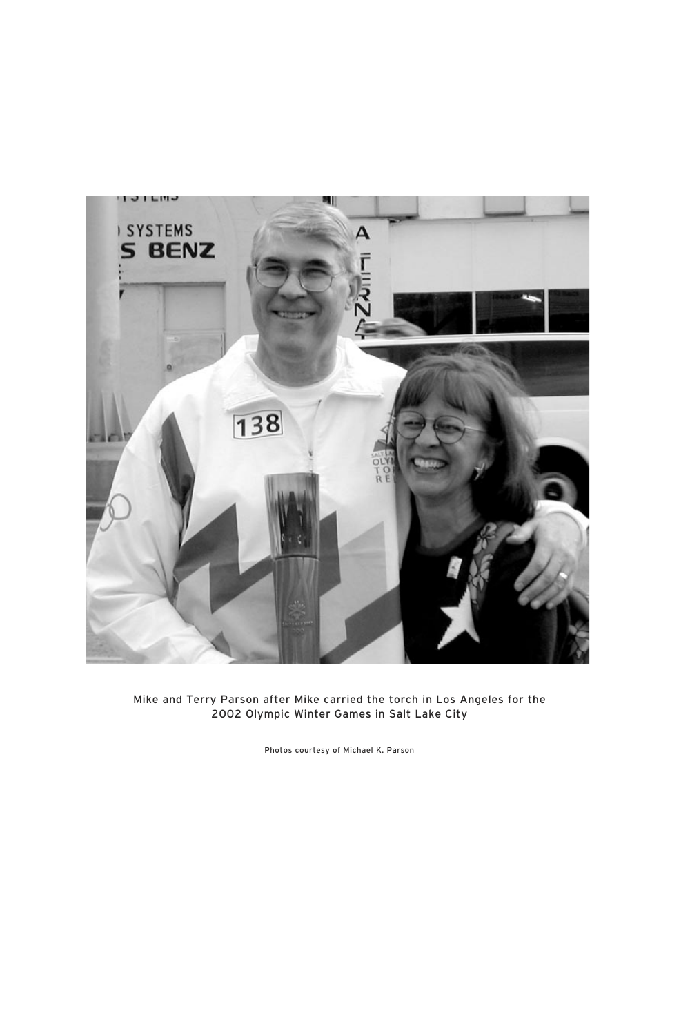Mike and Terry Parson after Mike carried the torch in Los Angeles for the 2002 Olympic Winter Games in Salt Lake City

Photos courtesy of Michael K. Parson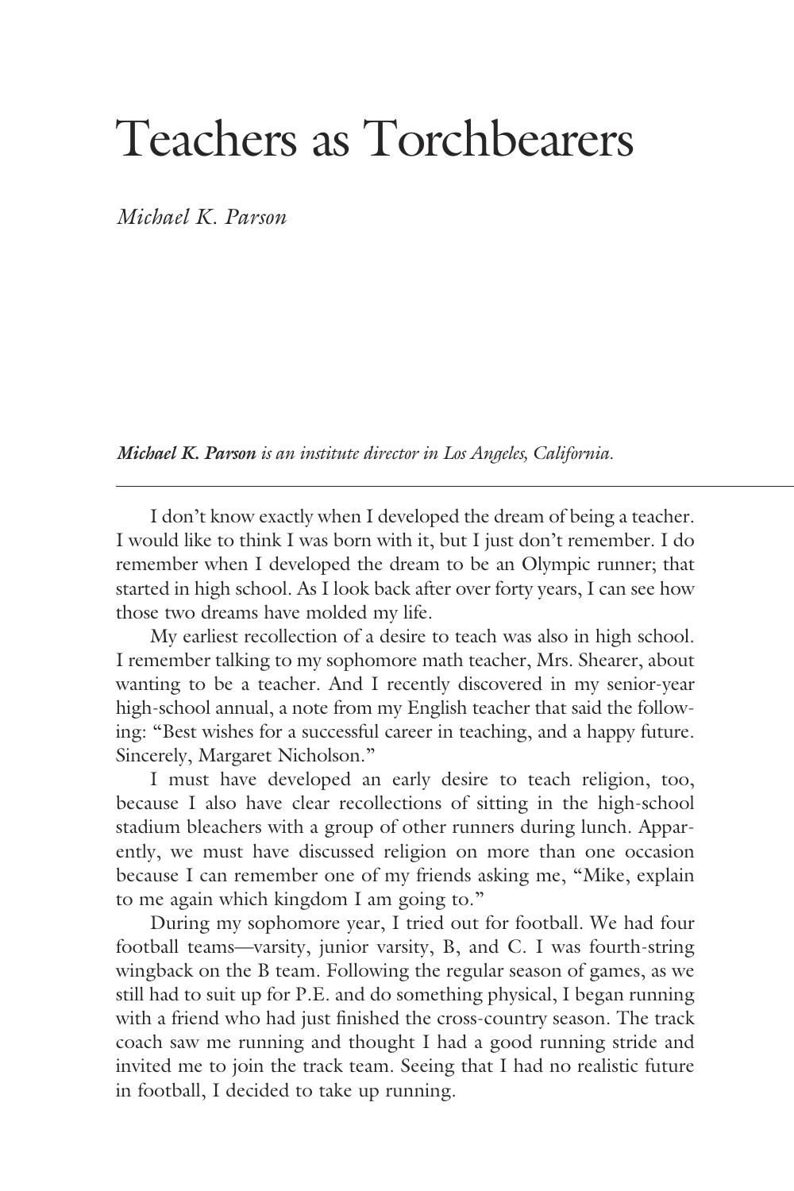# Teachers as Torchbearers

*Michael K. Parson*

***Michael K. Parson** is an institute director in Los Angeles, California.*

---

I don't know exactly when I developed the dream of being a teacher. I would like to think I was born with it, but I just don't remember. I do remember when I developed the dream to be an Olympic runner; that started in high school. As I look back after over forty years, I can see how those two dreams have molded my life.

My earliest recollection of a desire to teach was also in high school. I remember talking to my sophomore math teacher, Mrs. Shearer, about wanting to be a teacher. And I recently discovered in my senior-year high-school annual, a note from my English teacher that said the following: "Best wishes for a successful career in teaching, and a happy future. Sincerely, Margaret Nicholson."

I must have developed an early desire to teach religion, too, because I also have clear recollections of sitting in the high-school stadium bleachers with a group of other runners during lunch. Apparently, we must have discussed religion on more than one occasion because I can remember one of my friends asking me, "Mike, explain to me again which kingdom I am going to."

During my sophomore year, I tried out for football. We had four football teams—varsity, junior varsity, B, and C. I was fourth-string wingback on the B team. Following the regular season of games, as we still had to suit up for P.E. and do something physical, I began running with a friend who had just finished the cross-country season. The track coach saw me running and thought I had a good running stride and invited me to join the track team. Seeing that I had no realistic future in football, I decided to take up running.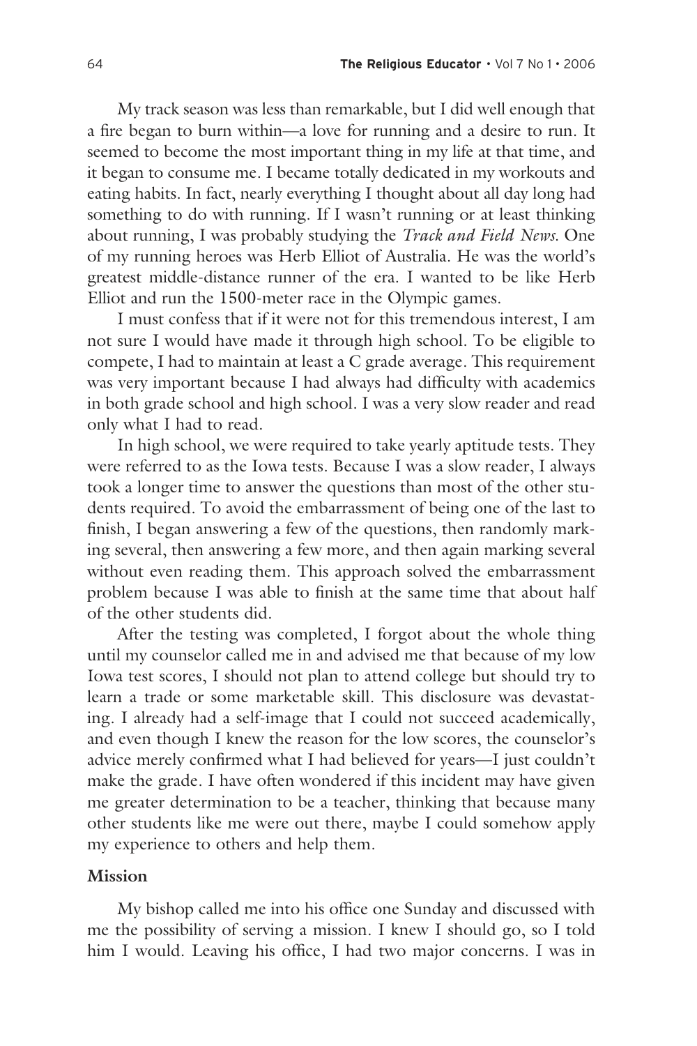My track season was less than remarkable, but I did well enough that a fire began to burn within—a love for running and a desire to run. It seemed to become the most important thing in my life at that time, and it began to consume me. I became totally dedicated in my workouts and eating habits. In fact, nearly everything I thought about all day long had something to do with running. If I wasn't running or at least thinking about running, I was probably studying the *Track and Field News*. One of my running heroes was Herb Elliot of Australia. He was the world's greatest middle-distance runner of the era. I wanted to be like Herb Elliot and run the 1500-meter race in the Olympic games.

I must confess that if it were not for this tremendous interest, I am not sure I would have made it through high school. To be eligible to compete, I had to maintain at least a C grade average. This requirement was very important because I had always had difficulty with academics in both grade school and high school. I was a very slow reader and read only what I had to read.

In high school, we were required to take yearly aptitude tests. They were referred to as the Iowa tests. Because I was a slow reader, I always took a longer time to answer the questions than most of the other students required. To avoid the embarrassment of being one of the last to finish, I began answering a few of the questions, then randomly marking several, then answering a few more, and then again marking several without even reading them. This approach solved the embarrassment problem because I was able to finish at the same time that about half of the other students did.

After the testing was completed, I forgot about the whole thing until my counselor called me in and advised me that because of my low Iowa test scores, I should not plan to attend college but should try to learn a trade or some marketable skill. This disclosure was devastating. I already had a self-image that I could not succeed academically, and even though I knew the reason for the low scores, the counselor's advice merely confirmed what I had believed for years—I just couldn't make the grade. I have often wondered if this incident may have given me greater determination to be a teacher, thinking that because many other students like me were out there, maybe I could somehow apply my experience to others and help them.

### Mission

My bishop called me into his office one Sunday and discussed with me the possibility of serving a mission. I knew I should go, so I told him I would. Leaving his office, I had two major concerns. I was in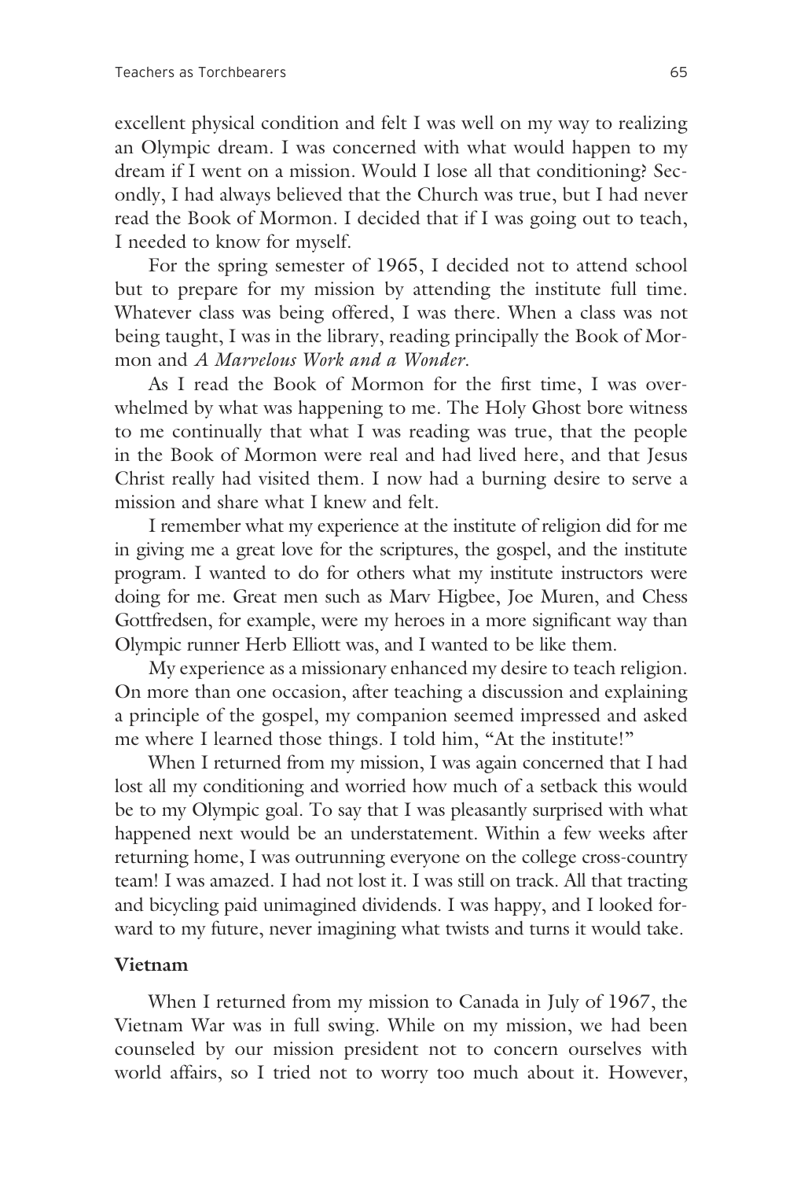excellent physical condition and felt I was well on my way to realizing an Olympic dream. I was concerned with what would happen to my dream if I went on a mission. Would I lose all that conditioning? Secondly, I had always believed that the Church was true, but I had never read the Book of Mormon. I decided that if I was going out to teach, I needed to know for myself.

For the spring semester of 1965, I decided not to attend school but to prepare for my mission by attending the institute full time. Whatever class was being offered, I was there. When a class was not being taught, I was in the library, reading principally the Book of Mormon and *A Marvelous Work and a Wonder*.

As I read the Book of Mormon for the first time, I was overwhelmed by what was happening to me. The Holy Ghost bore witness to me continually that what I was reading was true, that the people in the Book of Mormon were real and had lived here, and that Jesus Christ really had visited them. I now had a burning desire to serve a mission and share what I knew and felt.

I remember what my experience at the institute of religion did for me in giving me a great love for the scriptures, the gospel, and the institute program. I wanted to do for others what my institute instructors were doing for me. Great men such as Marv Higbee, Joe Muren, and Chess Gottfredsen, for example, were my heroes in a more significant way than Olympic runner Herb Elliott was, and I wanted to be like them.

My experience as a missionary enhanced my desire to teach religion. On more than one occasion, after teaching a discussion and explaining a principle of the gospel, my companion seemed impressed and asked me where I learned those things. I told him, "At the institute!"

When I returned from my mission, I was again concerned that I had lost all my conditioning and worried how much of a setback this would be to my Olympic goal. To say that I was pleasantly surprised with what happened next would be an understatement. Within a few weeks after returning home, I was outrunning everyone on the college cross-country team! I was amazed. I had not lost it. I was still on track. All that tracting and bicycling paid unimagined dividends. I was happy, and I looked forward to my future, never imagining what twists and turns it would take.

### Vietnam

When I returned from my mission to Canada in July of 1967, the Vietnam War was in full swing. While on my mission, we had been counseled by our mission president not to concern ourselves with world affairs, so I tried not to worry too much about it. However,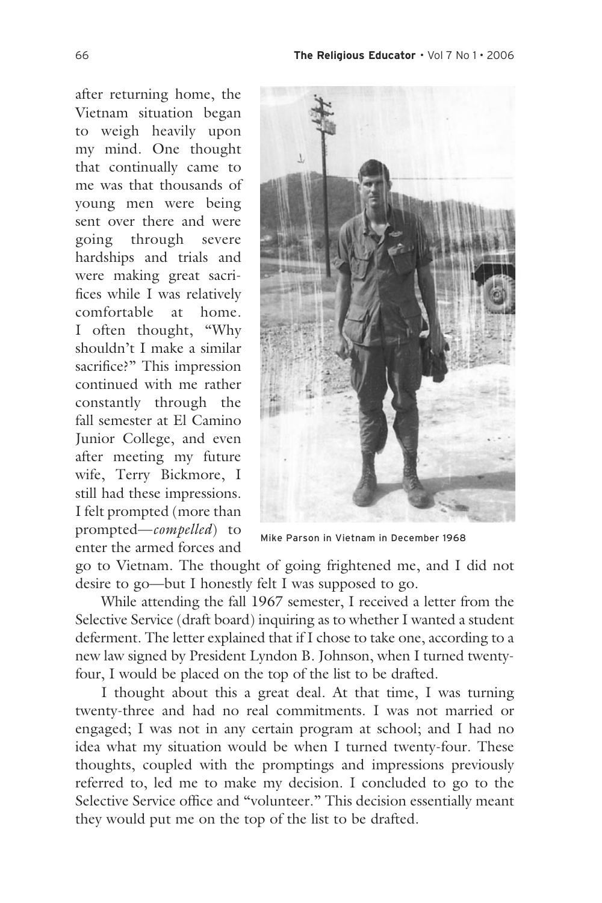after returning home, the Vietnam situation began to weigh heavily upon my mind. One thought that continually came to me was that thousands of young men were being sent over there and were going through severe hardships and trials and were making great sacrifices while I was relatively comfortable at home. I often thought, "Why shouldn't I make a similar sacrifice?" This impression continued with me rather constantly through the fall semester at El Camino Junior College, and even after meeting my future wife, Terry Bickmore, I still had these impressions. I felt prompted (more than prompted—*compelled*) to enter the armed forces and go to Vietnam. The thought of going frightened me, and I did not desire to go—but I honestly felt I was supposed to go.

Mike Parson in Vietnam in December 1968

While attending the fall 1967 semester, I received a letter from the Selective Service (draft board) inquiring as to whether I wanted a student deferment. The letter explained that if I chose to take one, according to a new law signed by President Lyndon B. Johnson, when I turned twenty-four, I would be placed on the top of the list to be drafted.

I thought about this a great deal. At that time, I was turning twenty-three and had no real commitments. I was not married or engaged; I was not in any certain program at school; and I had no idea what my situation would be when I turned twenty-four. These thoughts, coupled with the promptings and impressions previously referred to, led me to make my decision. I concluded to go to the Selective Service office and "volunteer." This decision essentially meant they would put me on the top of the list to be drafted.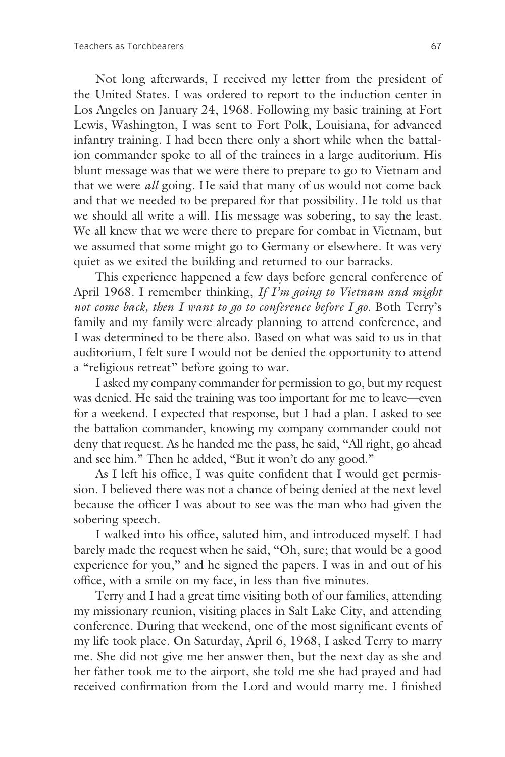Not long afterwards, I received my letter from the president of the United States. I was ordered to report to the induction center in Los Angeles on January 24, 1968. Following my basic training at Fort Lewis, Washington, I was sent to Fort Polk, Louisiana, for advanced infantry training. I had been there only a short while when the battalion commander spoke to all of the trainees in a large auditorium. His blunt message was that we were there to prepare to go to Vietnam and that we were *all* going. He said that many of us would not come back and that we needed to be prepared for that possibility. He told us that we should all write a will. His message was sobering, to say the least. We all knew that we were there to prepare for combat in Vietnam, but we assumed that some might go to Germany or elsewhere. It was very quiet as we exited the building and returned to our barracks.

This experience happened a few days before general conference of April 1968. I remember thinking, *If I'm going to Vietnam and might not come back, then I want to go to conference before I go.* Both Terry's family and my family were already planning to attend conference, and I was determined to be there also. Based on what was said to us in that auditorium, I felt sure I would not be denied the opportunity to attend a "religious retreat" before going to war.

I asked my company commander for permission to go, but my request was denied. He said the training was too important for me to leave—even for a weekend. I expected that response, but I had a plan. I asked to see the battalion commander, knowing my company commander could not deny that request. As he handed me the pass, he said, "All right, go ahead and see him." Then he added, "But it won't do any good."

As I left his office, I was quite confident that I would get permission. I believed there was not a chance of being denied at the next level because the officer I was about to see was the man who had given the sobering speech.

I walked into his office, saluted him, and introduced myself. I had barely made the request when he said, "Oh, sure; that would be a good experience for you," and he signed the papers. I was in and out of his office, with a smile on my face, in less than five minutes.

Terry and I had a great time visiting both of our families, attending my missionary reunion, visiting places in Salt Lake City, and attending conference. During that weekend, one of the most significant events of my life took place. On Saturday, April 6, 1968, I asked Terry to marry me. She did not give me her answer then, but the next day as she and her father took me to the airport, she told me she had prayed and had received confirmation from the Lord and would marry me. I finished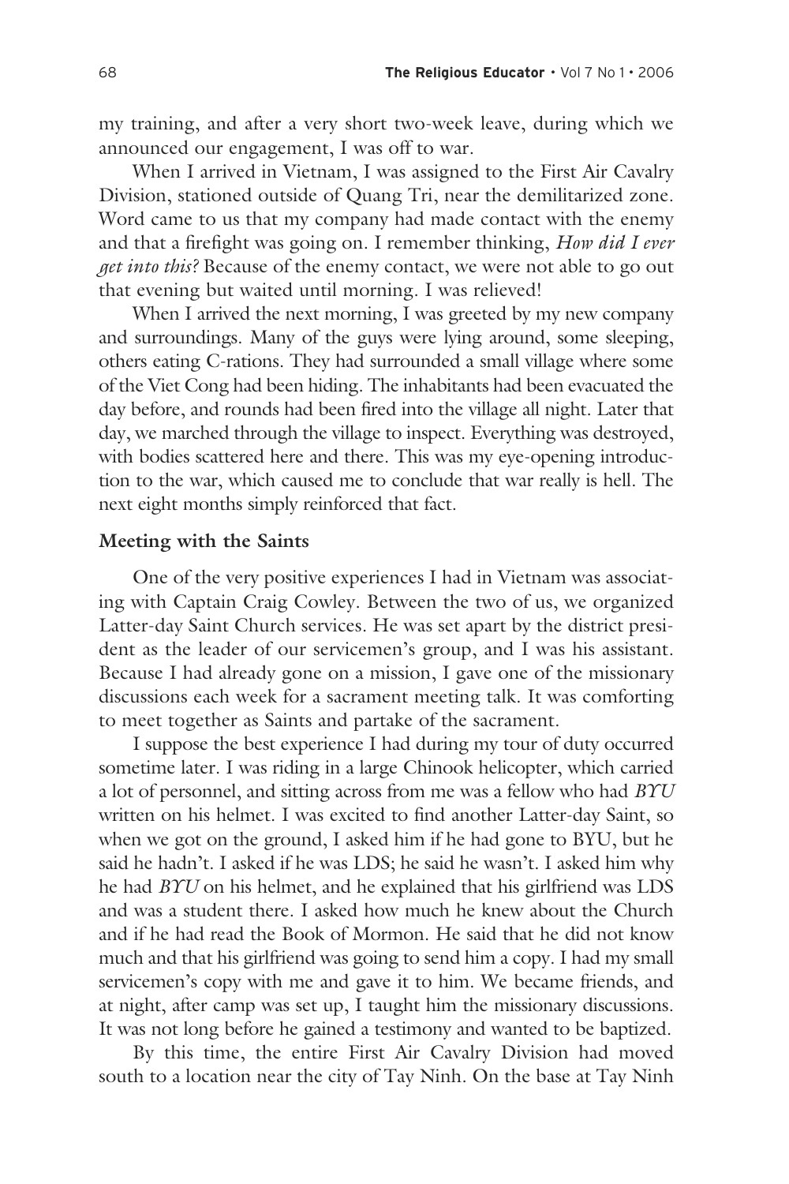my training, and after a very short two-week leave, during which we announced our engagement, I was off to war.

When I arrived in Vietnam, I was assigned to the First Air Cavalry Division, stationed outside of Quang Tri, near the demilitarized zone. Word came to us that my company had made contact with the enemy and that a firefight was going on. I remember thinking, *How did I ever get into this?* Because of the enemy contact, we were not able to go out that evening but waited until morning. I was relieved!

When I arrived the next morning, I was greeted by my new company and surroundings. Many of the guys were lying around, some sleeping, others eating C-rations. They had surrounded a small village where some of the Viet Cong had been hiding. The inhabitants had been evacuated the day before, and rounds had been fired into the village all night. Later that day, we marched through the village to inspect. Everything was destroyed, with bodies scattered here and there. This was my eye-opening introduction to the war, which caused me to conclude that war really is hell. The next eight months simply reinforced that fact.

**Meeting with the Saints**

One of the very positive experiences I had in Vietnam was associating with Captain Craig Cowley. Between the two of us, we organized Latter-day Saint Church services. He was set apart by the district president as the leader of our servicemen's group, and I was his assistant. Because I had already gone on a mission, I gave one of the missionary discussions each week for a sacrament meeting talk. It was comforting to meet together as Saints and partake of the sacrament.

I suppose the best experience I had during my tour of duty occurred sometime later. I was riding in a large Chinook helicopter, which carried a lot of personnel, and sitting across from me was a fellow who had *BYU* written on his helmet. I was excited to find another Latter-day Saint, so when we got on the ground, I asked him if he had gone to BYU, but he said he hadn't. I asked if he was LDS; he said he wasn't. I asked him why he had *BYU* on his helmet, and he explained that his girlfriend was LDS and was a student there. I asked how much he knew about the Church and if he had read the Book of Mormon. He said that he did not know much and that his girlfriend was going to send him a copy. I had my small servicemen's copy with me and gave it to him. We became friends, and at night, after camp was set up, I taught him the missionary discussions. It was not long before he gained a testimony and wanted to be baptized.

By this time, the entire First Air Cavalry Division had moved south to a location near the city of Tay Ninh. On the base at Tay Ninh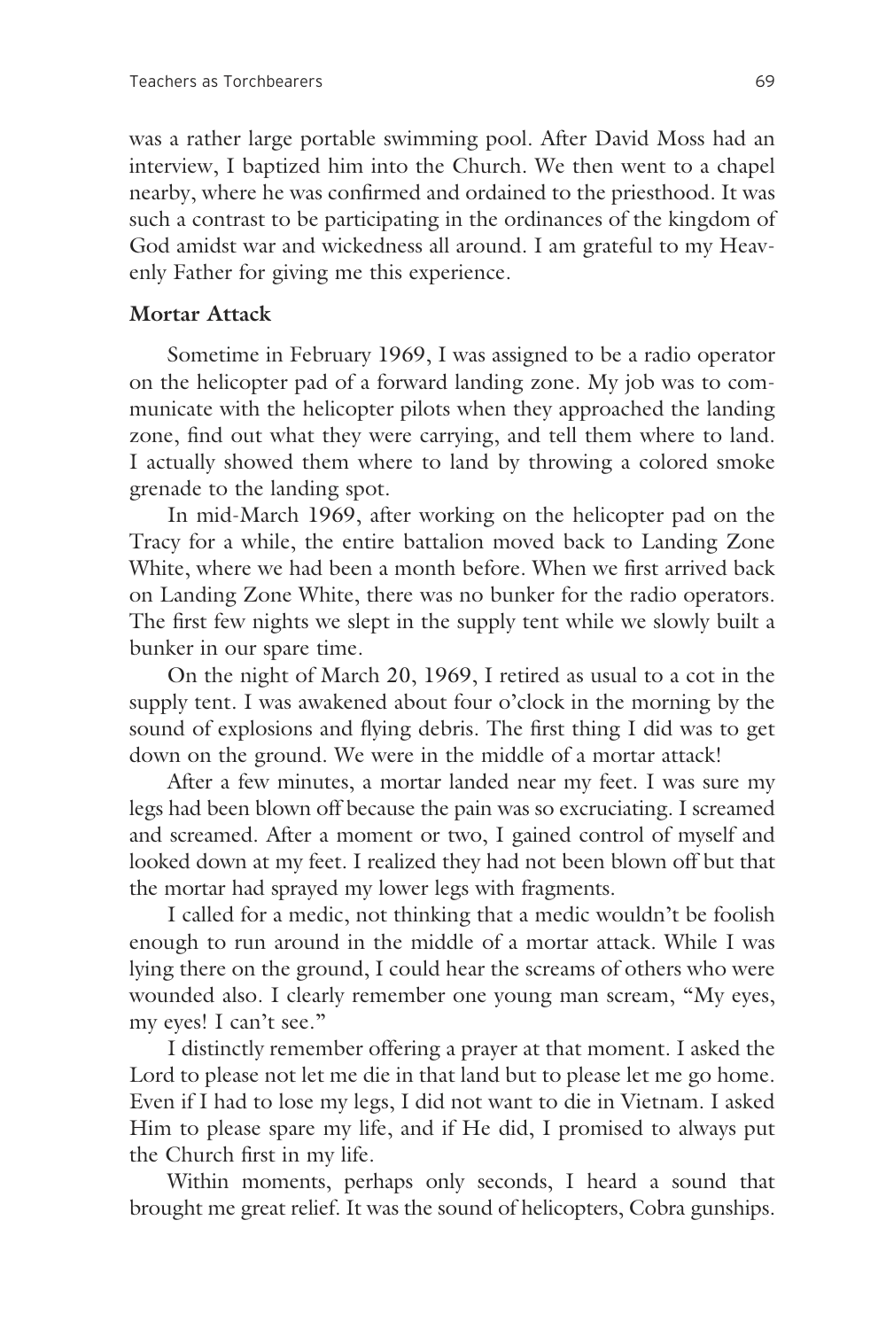was a rather large portable swimming pool. After David Moss had an interview, I baptized him into the Church. We then went to a chapel nearby, where he was confirmed and ordained to the priesthood. It was such a contrast to be participating in the ordinances of the kingdom of God amidst war and wickedness all around. I am grateful to my Heavenly Father for giving me this experience.

**Mortar Attack**

Sometime in February 1969, I was assigned to be a radio operator on the helicopter pad of a forward landing zone. My job was to communicate with the helicopter pilots when they approached the landing zone, find out what they were carrying, and tell them where to land. I actually showed them where to land by throwing a colored smoke grenade to the landing spot.

In mid-March 1969, after working on the helicopter pad on the Tracy for a while, the entire battalion moved back to Landing Zone White, where we had been a month before. When we first arrived back on Landing Zone White, there was no bunker for the radio operators. The first few nights we slept in the supply tent while we slowly built a bunker in our spare time.

On the night of March 20, 1969, I retired as usual to a cot in the supply tent. I was awakened about four o'clock in the morning by the sound of explosions and flying debris. The first thing I did was to get down on the ground. We were in the middle of a mortar attack!

After a few minutes, a mortar landed near my feet. I was sure my legs had been blown off because the pain was so excruciating. I screamed and screamed. After a moment or two, I gained control of myself and looked down at my feet. I realized they had not been blown off but that the mortar had sprayed my lower legs with fragments.

I called for a medic, not thinking that a medic wouldn't be foolish enough to run around in the middle of a mortar attack. While I was lying there on the ground, I could hear the screams of others who were wounded also. I clearly remember one young man scream, "My eyes, my eyes! I can't see."

I distinctly remember offering a prayer at that moment. I asked the Lord to please not let me die in that land but to please let me go home. Even if I had to lose my legs, I did not want to die in Vietnam. I asked Him to please spare my life, and if He did, I promised to always put the Church first in my life.

Within moments, perhaps only seconds, I heard a sound that brought me great relief. It was the sound of helicopters, Cobra gunships.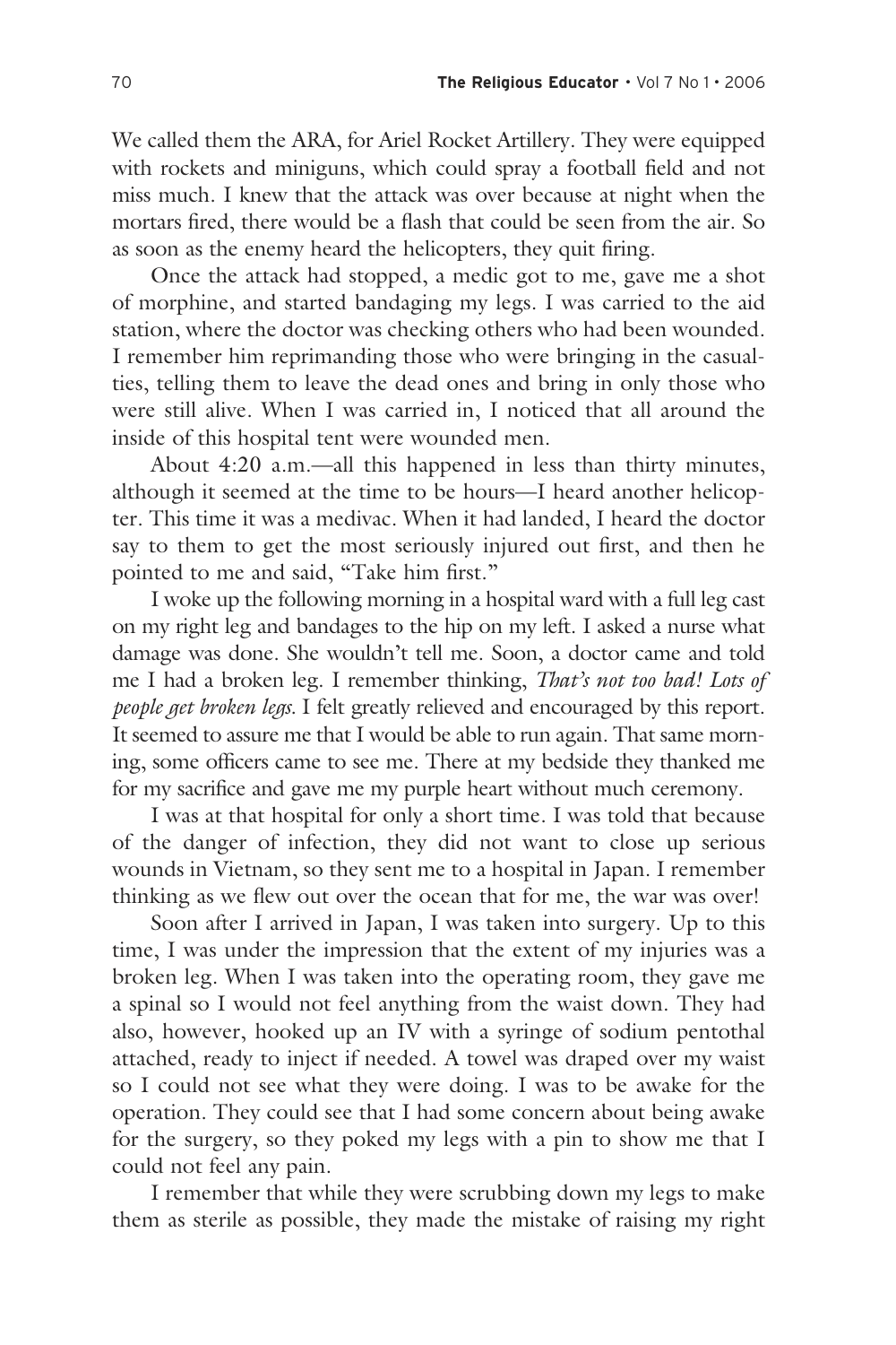We called them the ARA, for Ariel Rocket Artillery. They were equipped with rockets and miniguns, which could spray a football field and not miss much. I knew that the attack was over because at night when the mortars fired, there would be a flash that could be seen from the air. So as soon as the enemy heard the helicopters, they quit firing.

Once the attack had stopped, a medic got to me, gave me a shot of morphine, and started bandaging my legs. I was carried to the aid station, where the doctor was checking others who had been wounded. I remember him reprimanding those who were bringing in the casualties, telling them to leave the dead ones and bring in only those who were still alive. When I was carried in, I noticed that all around the inside of this hospital tent were wounded men.

About 4:20 a.m.—all this happened in less than thirty minutes, although it seemed at the time to be hours—I heard another helicopter. This time it was a medivac. When it had landed, I heard the doctor say to them to get the most seriously injured out first, and then he pointed to me and said, "Take him first."

I woke up the following morning in a hospital ward with a full leg cast on my right leg and bandages to the hip on my left. I asked a nurse what damage was done. She wouldn't tell me. Soon, a doctor came and told me I had a broken leg. I remember thinking, *That's not too bad! Lots of people get broken legs.* I felt greatly relieved and encouraged by this report. It seemed to assure me that I would be able to run again. That same morning, some officers came to see me. There at my bedside they thanked me for my sacrifice and gave me my purple heart without much ceremony.

I was at that hospital for only a short time. I was told that because of the danger of infection, they did not want to close up serious wounds in Vietnam, so they sent me to a hospital in Japan. I remember thinking as we flew out over the ocean that for me, the war was over!

Soon after I arrived in Japan, I was taken into surgery. Up to this time, I was under the impression that the extent of my injuries was a broken leg. When I was taken into the operating room, they gave me a spinal so I would not feel anything from the waist down. They had also, however, hooked up an IV with a syringe of sodium pentothal attached, ready to inject if needed. A towel was draped over my waist so I could not see what they were doing. I was to be awake for the operation. They could see that I had some concern about being awake for the surgery, so they poked my legs with a pin to show me that I could not feel any pain.

I remember that while they were scrubbing down my legs to make them as sterile as possible, they made the mistake of raising my right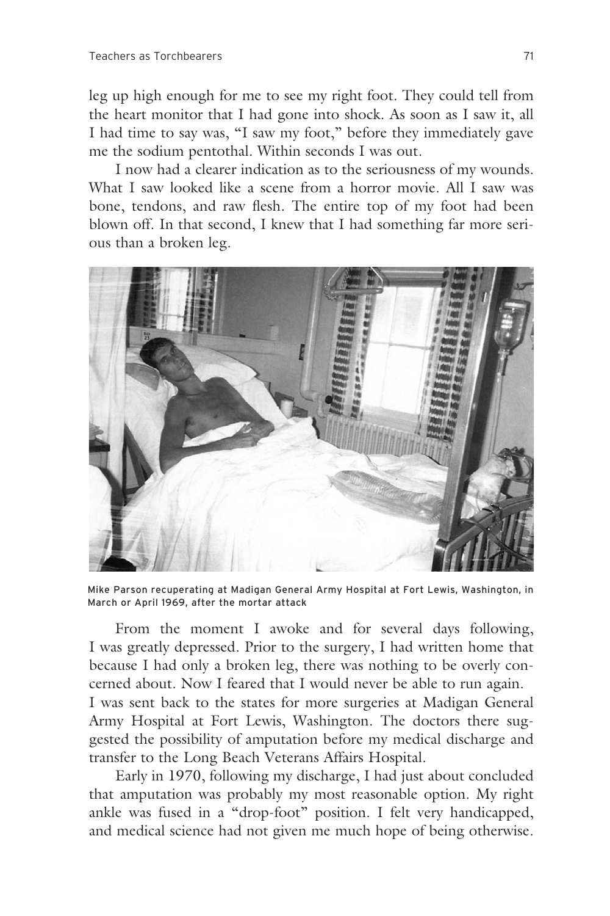leg up high enough for me to see my right foot. They could tell from the heart monitor that I had gone into shock. As soon as I saw it, all I had time to say was, "I saw my foot," before they immediately gave me the sodium pentothal. Within seconds I was out.

I now had a clearer indication as to the seriousness of my wounds. What I saw looked like a scene from a horror movie. All I saw was bone, tendons, and raw flesh. The entire top of my foot had been blown off. In that second, I knew that I had something far more serious than a broken leg.

Mike Parson recuperating at Madigan General Army Hospital at Fort Lewis, Washington, in March or April 1969, after the mortar attack

From the moment I awoke and for several days following, I was greatly depressed. Prior to the surgery, I had written home that because I had only a broken leg, there was nothing to be overly concerned about. Now I feared that I would never be able to run again. I was sent back to the states for more surgeries at Madigan General Army Hospital at Fort Lewis, Washington. The doctors there suggested the possibility of amputation before my medical discharge and transfer to the Long Beach Veterans Affairs Hospital.

Early in 1970, following my discharge, I had just about concluded that amputation was probably my most reasonable option. My right ankle was fused in a "drop-foot" position. I felt very handicapped, and medical science had not given me much hope of being otherwise.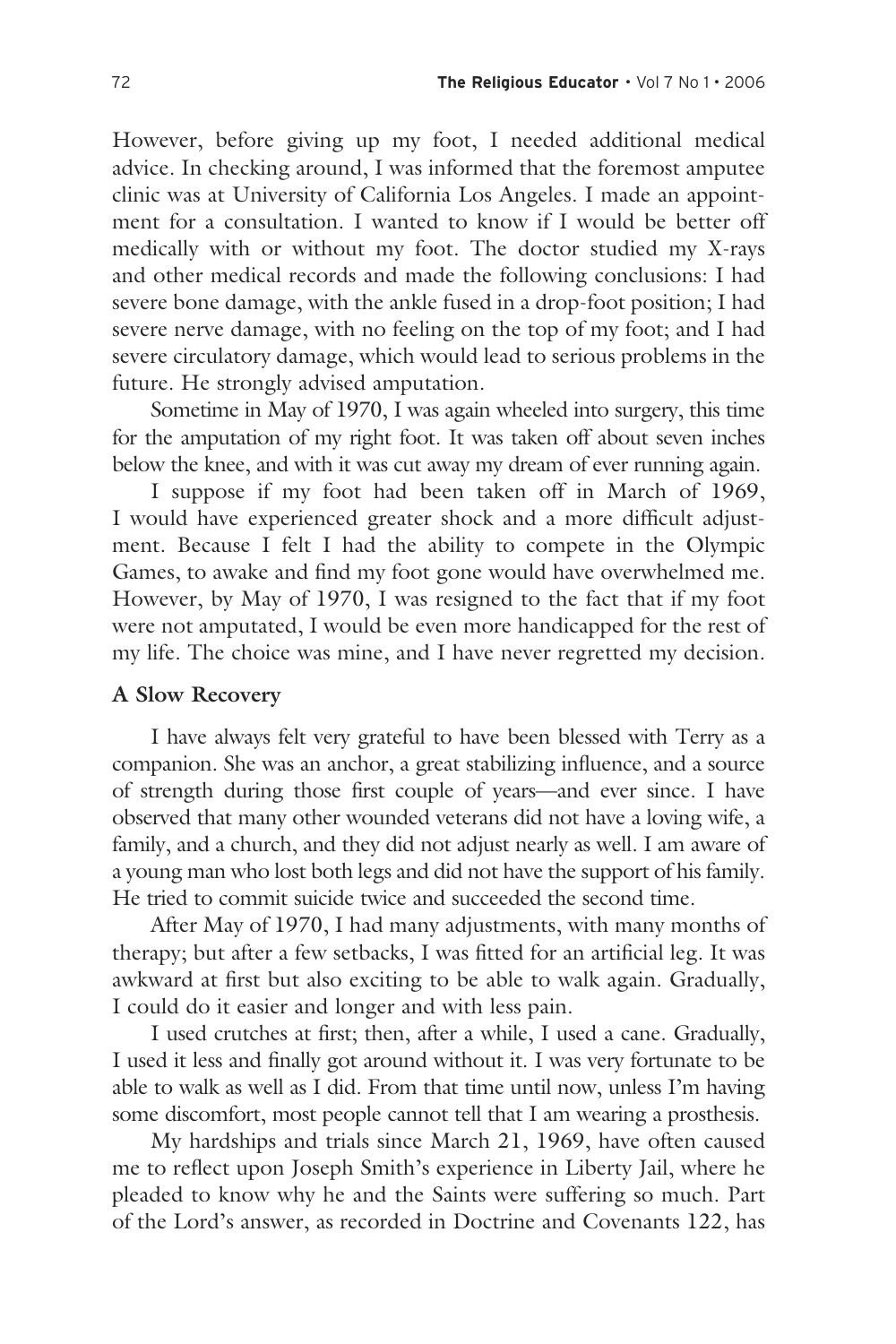However, before giving up my foot, I needed additional medical advice. In checking around, I was informed that the foremost amputee clinic was at University of California Los Angeles. I made an appointment for a consultation. I wanted to know if I would be better off medically with or without my foot. The doctor studied my X-rays and other medical records and made the following conclusions: I had severe bone damage, with the ankle fused in a drop-foot position; I had severe nerve damage, with no feeling on the top of my foot; and I had severe circulatory damage, which would lead to serious problems in the future. He strongly advised amputation.

Sometime in May of 1970, I was again wheeled into surgery, this time for the amputation of my right foot. It was taken off about seven inches below the knee, and with it was cut away my dream of ever running again.

I suppose if my foot had been taken off in March of 1969, I would have experienced greater shock and a more difficult adjustment. Because I felt I had the ability to compete in the Olympic Games, to awake and find my foot gone would have overwhelmed me. However, by May of 1970, I was resigned to the fact that if my foot were not amputated, I would be even more handicapped for the rest of my life. The choice was mine, and I have never regretted my decision.

**A Slow Recovery**

I have always felt very grateful to have been blessed with Terry as a companion. She was an anchor, a great stabilizing influence, and a source of strength during those first couple of years—and ever since. I have observed that many other wounded veterans did not have a loving wife, a family, and a church, and they did not adjust nearly as well. I am aware of a young man who lost both legs and did not have the support of his family. He tried to commit suicide twice and succeeded the second time.

After May of 1970, I had many adjustments, with many months of therapy; but after a few setbacks, I was fitted for an artificial leg. It was awkward at first but also exciting to be able to walk again. Gradually, I could do it easier and longer and with less pain.

I used crutches at first; then, after a while, I used a cane. Gradually, I used it less and finally got around without it. I was very fortunate to be able to walk as well as I did. From that time until now, unless I'm having some discomfort, most people cannot tell that I am wearing a prosthesis.

My hardships and trials since March 21, 1969, have often caused me to reflect upon Joseph Smith's experience in Liberty Jail, where he pleaded to know why he and the Saints were suffering so much. Part of the Lord's answer, as recorded in Doctrine and Covenants 122, has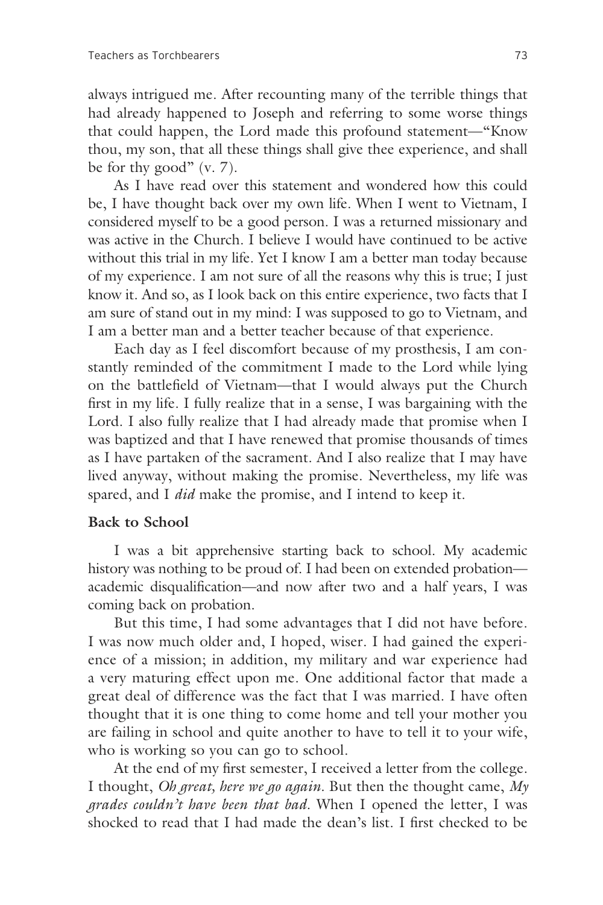always intrigued me. After recounting many of the terrible things that had already happened to Joseph and referring to some worse things that could happen, the Lord made this profound statement—"Know thou, my son, that all these things shall give thee experience, and shall be for thy good" (v. 7).

As I have read over this statement and wondered how this could be, I have thought back over my own life. When I went to Vietnam, I considered myself to be a good person. I was a returned missionary and was active in the Church. I believe I would have continued to be active without this trial in my life. Yet I know I am a better man today because of my experience. I am not sure of all the reasons why this is true; I just know it. And so, as I look back on this entire experience, two facts that I am sure of stand out in my mind: I was supposed to go to Vietnam, and I am a better man and a better teacher because of that experience.

Each day as I feel discomfort because of my prosthesis, I am constantly reminded of the commitment I made to the Lord while lying on the battlefield of Vietnam—that I would always put the Church first in my life. I fully realize that in a sense, I was bargaining with the Lord. I also fully realize that I had already made that promise when I was baptized and that I have renewed that promise thousands of times as I have partaken of the sacrament. And I also realize that I may have lived anyway, without making the promise. Nevertheless, my life was spared, and I *did* make the promise, and I intend to keep it.

**Back to School**

I was a bit apprehensive starting back to school. My academic history was nothing to be proud of. I had been on extended probation—academic disqualification—and now after two and a half years, I was coming back on probation.

But this time, I had some advantages that I did not have before. I was now much older and, I hoped, wiser. I had gained the experience of a mission; in addition, my military and war experience had a very maturing effect upon me. One additional factor that made a great deal of difference was the fact that I was married. I have often thought that it is one thing to come home and tell your mother you are failing in school and quite another to have to tell it to your wife, who is working so you can go to school.

At the end of my first semester, I received a letter from the college. I thought, *Oh great, here we go again.* But then the thought came, *My grades couldn't have been that bad.* When I opened the letter, I was shocked to read that I had made the dean's list. I first checked to be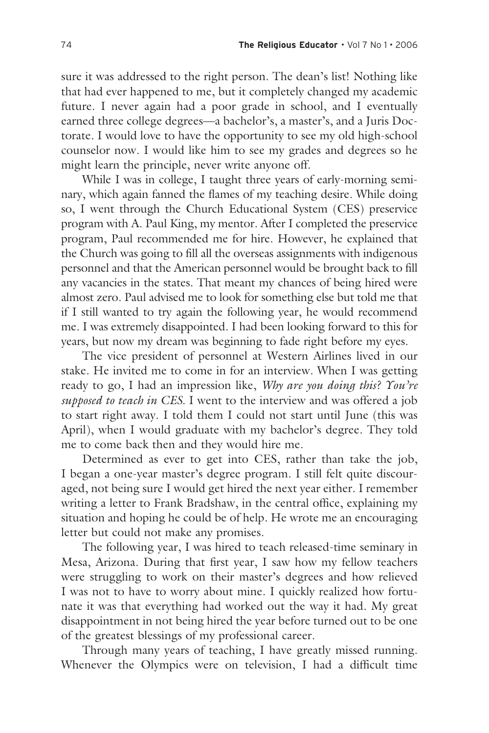sure it was addressed to the right person. The dean's list! Nothing like that had ever happened to me, but it completely changed my academic future. I never again had a poor grade in school, and I eventually earned three college degrees—a bachelor's, a master's, and a Juris Doctorate. I would love to have the opportunity to see my old high-school counselor now. I would like him to see my grades and degrees so he might learn the principle, never write anyone off.

While I was in college, I taught three years of early-morning seminary, which again fanned the flames of my teaching desire. While doing so, I went through the Church Educational System (CES) preservice program with A. Paul King, my mentor. After I completed the preservice program, Paul recommended me for hire. However, he explained that the Church was going to fill all the overseas assignments with indigenous personnel and that the American personnel would be brought back to fill any vacancies in the states. That meant my chances of being hired were almost zero. Paul advised me to look for something else but told me that if I still wanted to try again the following year, he would recommend me. I was extremely disappointed. I had been looking forward to this for years, but now my dream was beginning to fade right before my eyes.

The vice president of personnel at Western Airlines lived in our stake. He invited me to come in for an interview. When I was getting ready to go, I had an impression like, *Why are you doing this? You're supposed to teach in CES.* I went to the interview and was offered a job to start right away. I told them I could not start until June (this was April), when I would graduate with my bachelor's degree. They told me to come back then and they would hire me.

Determined as ever to get into CES, rather than take the job, I began a one-year master's degree program. I still felt quite discouraged, not being sure I would get hired the next year either. I remember writing a letter to Frank Bradshaw, in the central office, explaining my situation and hoping he could be of help. He wrote me an encouraging letter but could not make any promises.

The following year, I was hired to teach released-time seminary in Mesa, Arizona. During that first year, I saw how my fellow teachers were struggling to work on their master's degrees and how relieved I was not to have to worry about mine. I quickly realized how fortunate it was that everything had worked out the way it had. My great disappointment in not being hired the year before turned out to be one of the greatest blessings of my professional career.

Through many years of teaching, I have greatly missed running. Whenever the Olympics were on television, I had a difficult time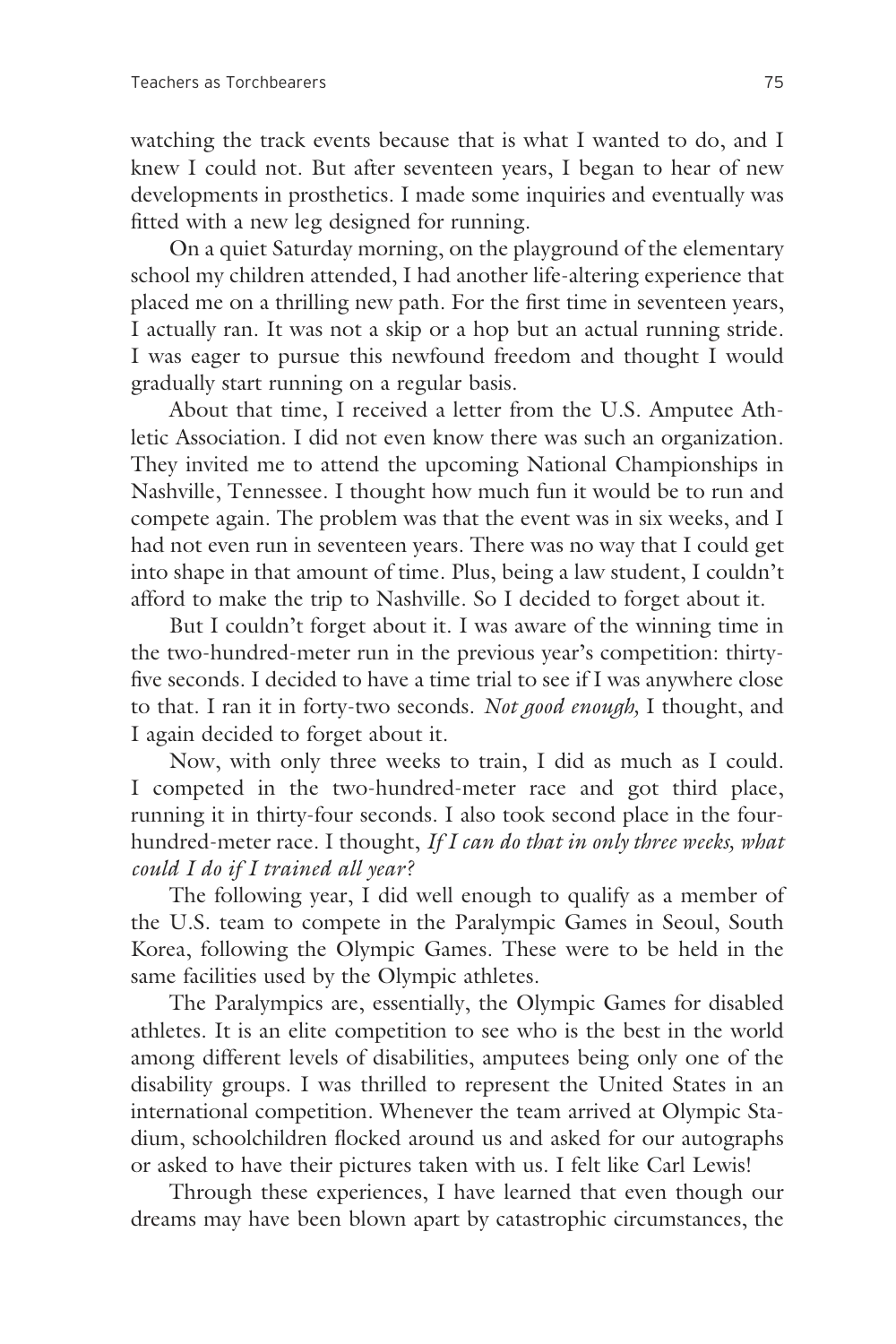watching the track events because that is what I wanted to do, and I knew I could not. But after seventeen years, I began to hear of new developments in prosthetics. I made some inquiries and eventually was fitted with a new leg designed for running.

On a quiet Saturday morning, on the playground of the elementary school my children attended, I had another life-altering experience that placed me on a thrilling new path. For the first time in seventeen years, I actually ran. It was not a skip or a hop but an actual running stride. I was eager to pursue this newfound freedom and thought I would gradually start running on a regular basis.

About that time, I received a letter from the U.S. Amputee Athletic Association. I did not even know there was such an organization. They invited me to attend the upcoming National Championships in Nashville, Tennessee. I thought how much fun it would be to run and compete again. The problem was that the event was in six weeks, and I had not even run in seventeen years. There was no way that I could get into shape in that amount of time. Plus, being a law student, I couldn't afford to make the trip to Nashville. So I decided to forget about it.

But I couldn't forget about it. I was aware of the winning time in the two-hundred-meter run in the previous year's competition: thirty-five seconds. I decided to have a time trial to see if I was anywhere close to that. I ran it in forty-two seconds. *Not good enough,* I thought, and I again decided to forget about it.

Now, with only three weeks to train, I did as much as I could. I competed in the two-hundred-meter race and got third place, running it in thirty-four seconds. I also took second place in the four-hundred-meter race. I thought, *If I can do that in only three weeks, what could I do if I trained all year?*

The following year, I did well enough to qualify as a member of the U.S. team to compete in the Paralympic Games in Seoul, South Korea, following the Olympic Games. These were to be held in the same facilities used by the Olympic athletes.

The Paralympics are, essentially, the Olympic Games for disabled athletes. It is an elite competition to see who is the best in the world among different levels of disabilities, amputees being only one of the disability groups. I was thrilled to represent the United States in an international competition. Whenever the team arrived at Olympic Stadium, schoolchildren flocked around us and asked for our autographs or asked to have their pictures taken with us. I felt like Carl Lewis!

Through these experiences, I have learned that even though our dreams may have been blown apart by catastrophic circumstances, the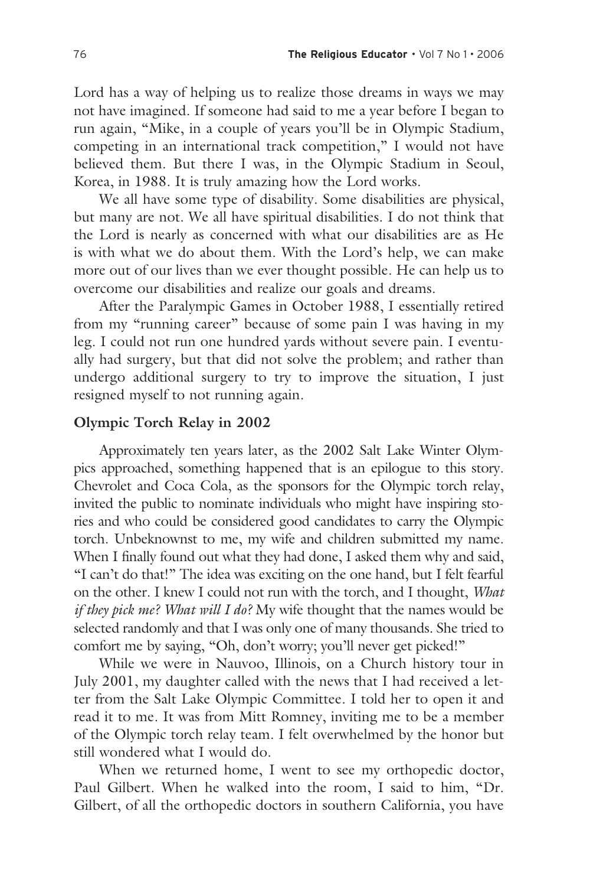Lord has a way of helping us to realize those dreams in ways we may not have imagined. If someone had said to me a year before I began to run again, "Mike, in a couple of years you'll be in Olympic Stadium, competing in an international track competition," I would not have believed them. But there I was, in the Olympic Stadium in Seoul, Korea, in 1988. It is truly amazing how the Lord works.

We all have some type of disability. Some disabilities are physical, but many are not. We all have spiritual disabilities. I do not think that the Lord is nearly as concerned with what our disabilities are as He is with what we do about them. With the Lord's help, we can make more out of our lives than we ever thought possible. He can help us to overcome our disabilities and realize our goals and dreams.

After the Paralympic Games in October 1988, I essentially retired from my "running career" because of some pain I was having in my leg. I could not run one hundred yards without severe pain. I eventually had surgery, but that did not solve the problem; and rather than undergo additional surgery to try to improve the situation, I just resigned myself to not running again.

### Olympic Torch Relay in 2002

Approximately ten years later, as the 2002 Salt Lake Winter Olympics approached, something happened that is an epilogue to this story. Chevrolet and Coca Cola, as the sponsors for the Olympic torch relay, invited the public to nominate individuals who might have inspiring stories and who could be considered good candidates to carry the Olympic torch. Unbeknownst to me, my wife and children submitted my name. When I finally found out what they had done, I asked them why and said, "I can't do that!" The idea was exciting on the one hand, but I felt fearful on the other. I knew I could not run with the torch, and I thought, *What if they pick me? What will I do?* My wife thought that the names would be selected randomly and that I was only one of many thousands. She tried to comfort me by saying, "Oh, don't worry; you'll never get picked!"

While we were in Nauvoo, Illinois, on a Church history tour in July 2001, my daughter called with the news that I had received a letter from the Salt Lake Olympic Committee. I told her to open it and read it to me. It was from Mitt Romney, inviting me to be a member of the Olympic torch relay team. I felt overwhelmed by the honor but still wondered what I would do.

When we returned home, I went to see my orthopedic doctor, Paul Gilbert. When he walked into the room, I said to him, "Dr. Gilbert, of all the orthopedic doctors in southern California, you have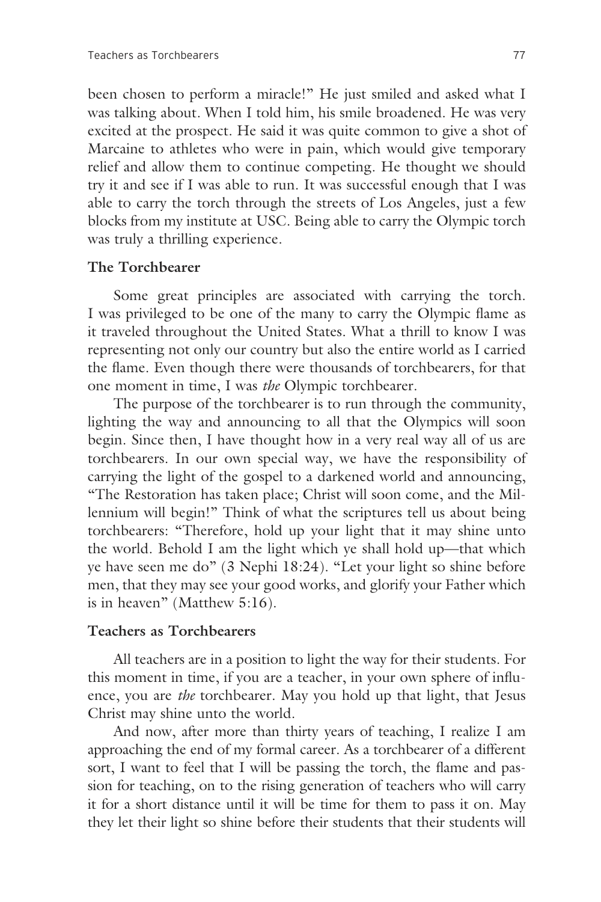been chosen to perform a miracle!" He just smiled and asked what I was talking about. When I told him, his smile broadened. He was very excited at the prospect. He said it was quite common to give a shot of Marcaine to athletes who were in pain, which would give temporary relief and allow them to continue competing. He thought we should try it and see if I was able to run. It was successful enough that I was able to carry the torch through the streets of Los Angeles, just a few blocks from my institute at USC. Being able to carry the Olympic torch was truly a thrilling experience.

### The Torchbearer

Some great principles are associated with carrying the torch. I was privileged to be one of the many to carry the Olympic flame as it traveled throughout the United States. What a thrill to know I was representing not only our country but also the entire world as I carried the flame. Even though there were thousands of torchbearers, for that one moment in time, I was *the* Olympic torchbearer.

The purpose of the torchbearer is to run through the community, lighting the way and announcing to all that the Olympics will soon begin. Since then, I have thought how in a very real way all of us are torchbearers. In our own special way, we have the responsibility of carrying the light of the gospel to a darkened world and announcing, "The Restoration has taken place; Christ will soon come, and the Millennium will begin!" Think of what the scriptures tell us about being torchbearers: "Therefore, hold up your light that it may shine unto the world. Behold I am the light which ye shall hold up—that which ye have seen me do" (3 Nephi 18:24). "Let your light so shine before men, that they may see your good works, and glorify your Father which is in heaven" (Matthew 5:16).

### Teachers as Torchbearers

All teachers are in a position to light the way for their students. For this moment in time, if you are a teacher, in your own sphere of influence, you are *the* torchbearer. May you hold up that light, that Jesus Christ may shine unto the world.

And now, after more than thirty years of teaching, I realize I am approaching the end of my formal career. As a torchbearer of a different sort, I want to feel that I will be passing the torch, the flame and passion for teaching, on to the rising generation of teachers who will carry it for a short distance until it will be time for them to pass it on. May they let their light so shine before their students that their students will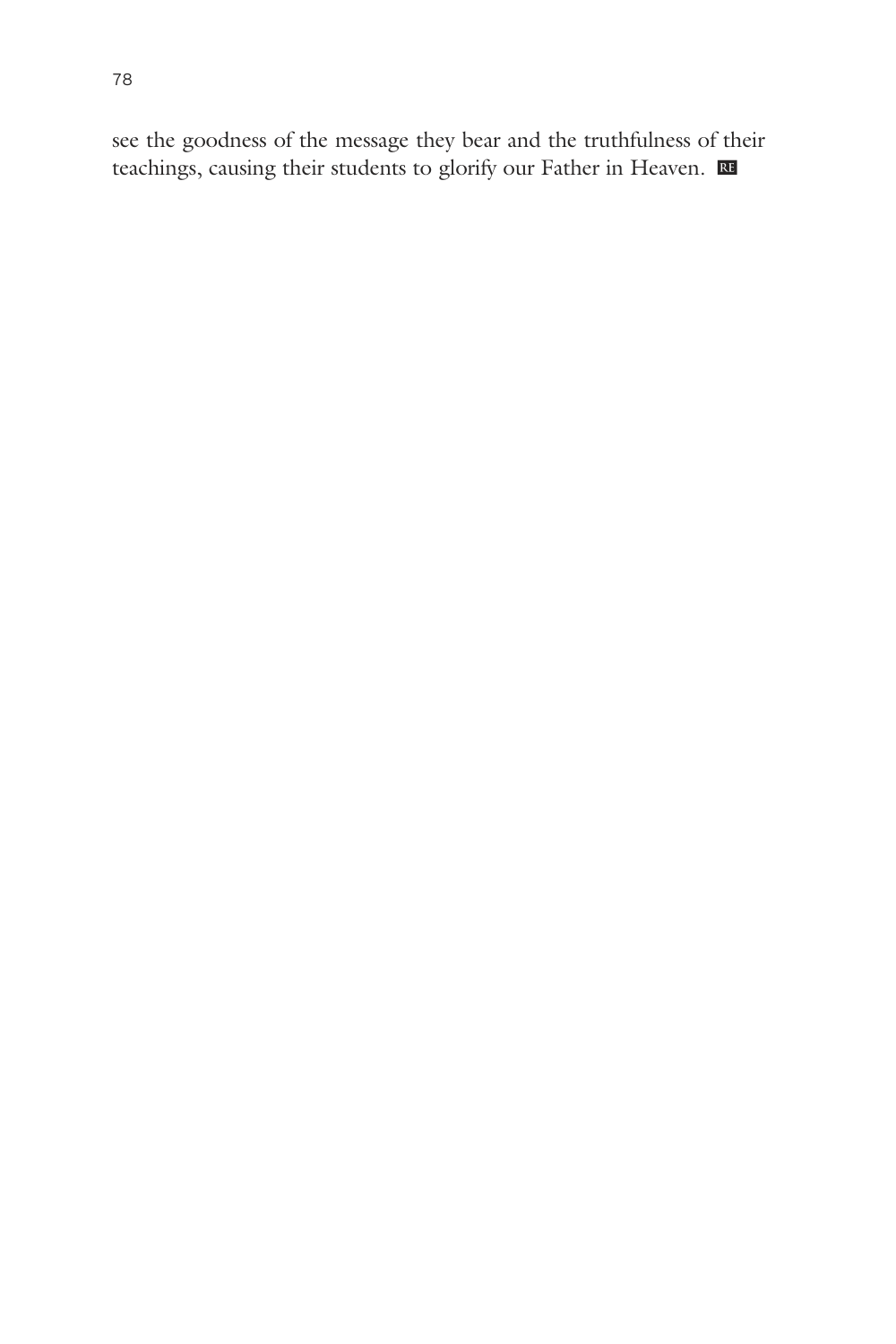see the goodness of the message they bear and the truthfulness of their teachings, causing their students to glorify our Father in Heaven. RE